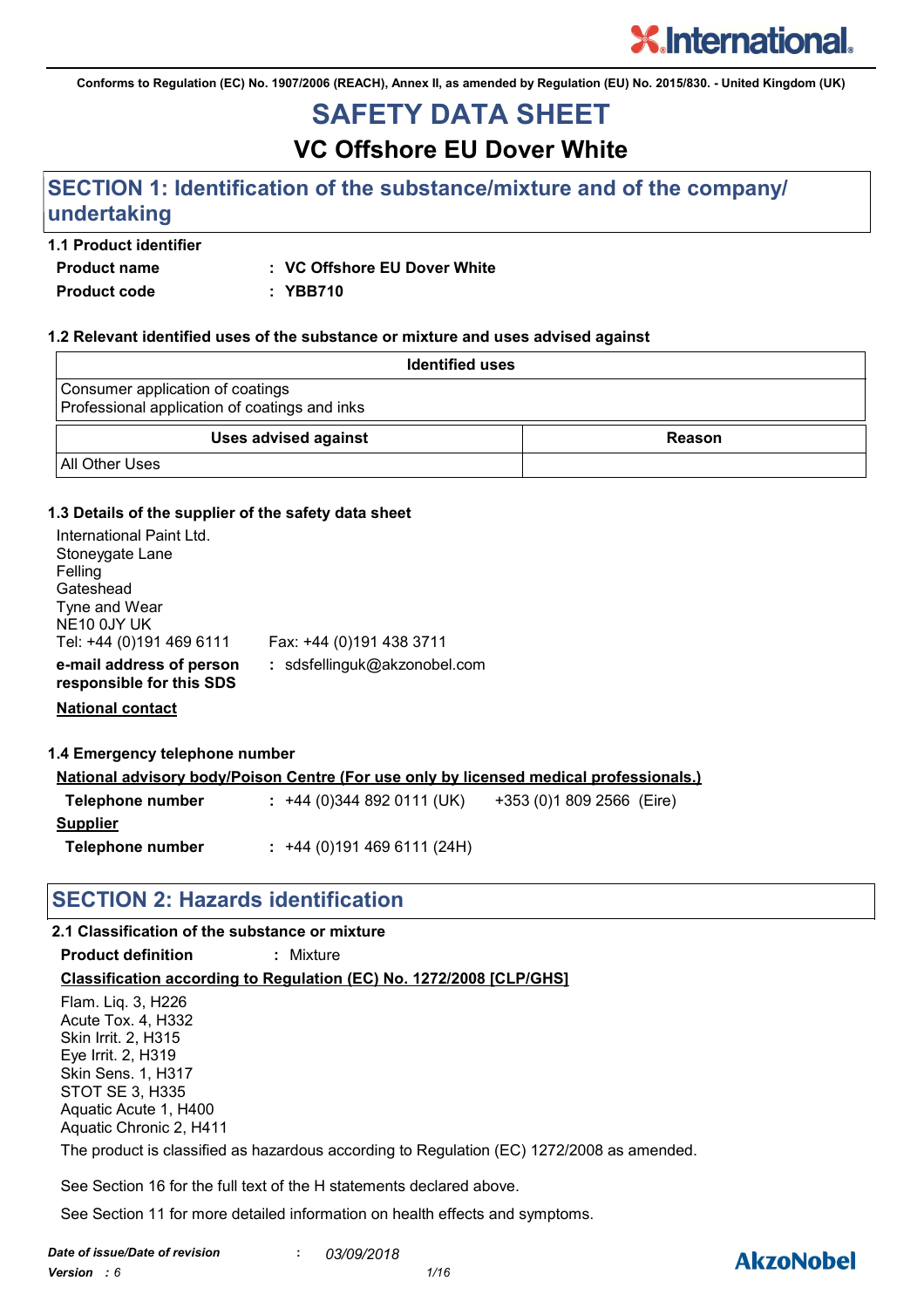Conforms to Regulation (EC) No. 1907/2006 (REACH), Annex II, as amended by Regulation (EU) No. 2015/830. - United Kingdom (UK)

# SAFETY DATA SHEET

## VC Offshore EU Dover White

## SECTION 1: Identification of the substance/mixture and of the company/ undertaking

### 1.1 Product identifier

**Product name** : **VC Offshore EU Dover White**

**Product code** : **YBB710**

### 1.2 Relevant identified uses of the substance or mixture and uses advised against

| Identified uses |
|---|
| Consumer application of coatings<br>Professional application of coatings and inks |

| Uses advised against | Reason |
|---|---|
| All Other Uses | |

### 1.3 Details of the supplier of the safety data sheet

International Paint Ltd.
Stoneygate Lane
Felling
Gateshead
Tyne and Wear
NE10 0JY UK
Tel: +44 (0)191 469 6111    Fax: +44 (0)191 438 3711

**e-mail address of person responsible for this SDS** : sdsfellinguk@akzonobel.com

**National contact**

### 1.4 Emergency telephone number

**National advisory body/Poison Centre (For use only by licensed medical professionals.)**

**Telephone number** : +44 (0)344 892 0111 (UK)    +353 (0)1 809 2566 (Eire)

**Supplier**

**Telephone number** : +44 (0)191 469 6111 (24H)

## SECTION 2: Hazards identification

### 2.1 Classification of the substance or mixture

**Product definition** : Mixture

**Classification according to Regulation (EC) No. 1272/2008 [CLP/GHS]**

Flam. Liq. 3, H226
Acute Tox. 4, H332
Skin Irrit. 2, H315
Eye Irrit. 2, H319
Skin Sens. 1, H317
STOT SE 3, H335
Aquatic Acute 1, H400
Aquatic Chronic 2, H411

The product is classified as hazardous according to Regulation (EC) 1272/2008 as amended.

See Section 16 for the full text of the H statements declared above.

See Section 11 for more detailed information on health effects and symptoms.

*Date of issue/Date of revision* : *03/09/2018*

*Version : 6*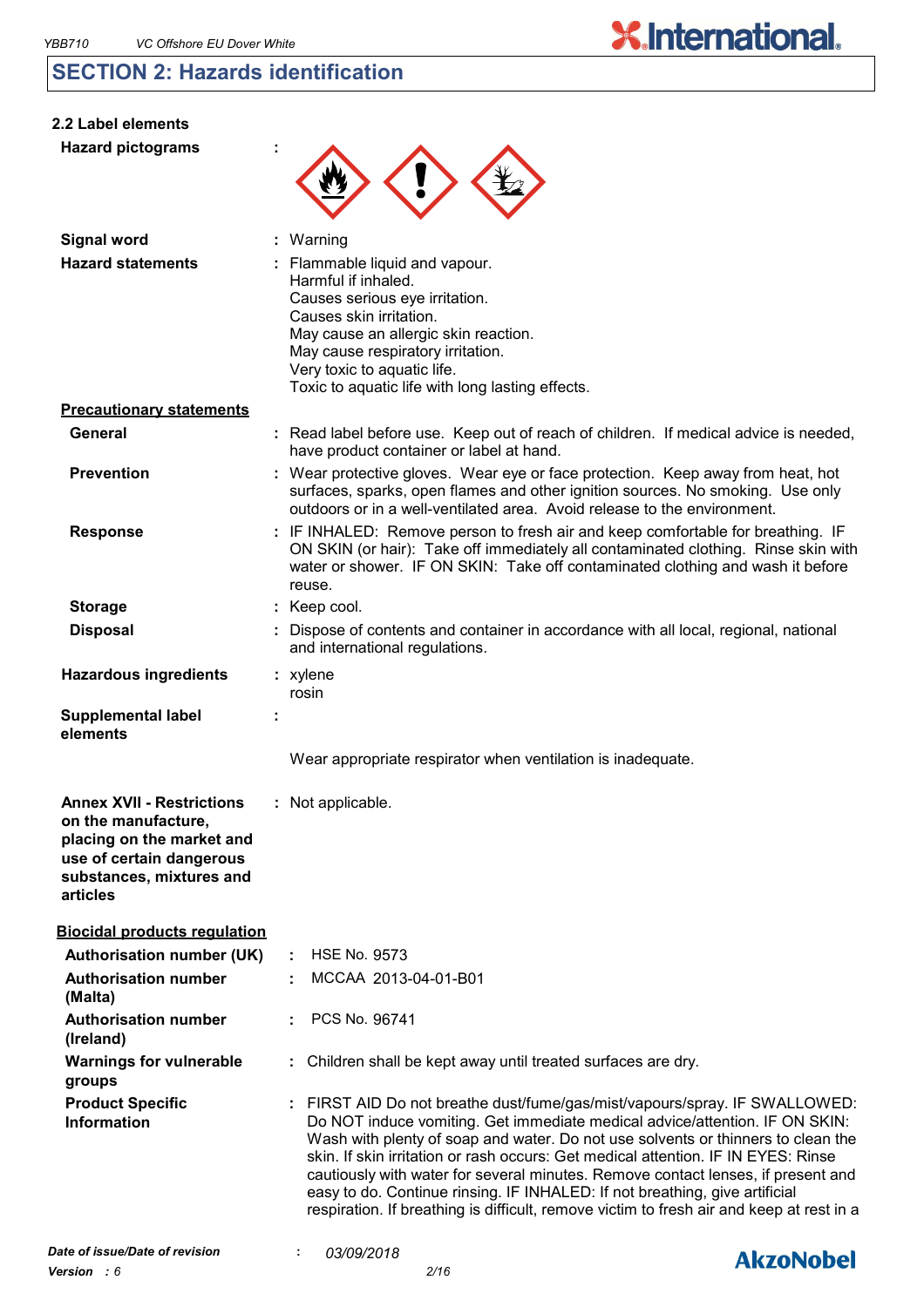## SECTION 2: Hazards identification

### 2.2 Label elements

**Hazard pictograms** :

**Signal word** : Warning

**Hazard statements** : Flammable liquid and vapour.
Harmful if inhaled.
Causes serious eye irritation.
Causes skin irritation.
May cause an allergic skin reaction.
May cause respiratory irritation.
Very toxic to aquatic life.
Toxic to aquatic life with long lasting effects.

**Precautionary statements**

**General** : Read label before use. Keep out of reach of children. If medical advice is needed, have product container or label at hand.

**Prevention** : Wear protective gloves. Wear eye or face protection. Keep away from heat, hot surfaces, sparks, open flames and other ignition sources. No smoking. Use only outdoors or in a well-ventilated area. Avoid release to the environment.

**Response** : IF INHALED: Remove person to fresh air and keep comfortable for breathing. IF ON SKIN (or hair): Take off immediately all contaminated clothing. Rinse skin with water or shower. IF ON SKIN: Take off contaminated clothing and wash it before reuse.

**Storage** : Keep cool.

**Disposal** : Dispose of contents and container in accordance with all local, regional, national and international regulations.

**Hazardous ingredients** : xylene
rosin

**Supplemental label elements** :

Wear appropriate respirator when ventilation is inadequate.

**Annex XVII - Restrictions on the manufacture, placing on the market and use of certain dangerous substances, mixtures and articles** : Not applicable.

**Biocidal products regulation**

**Authorisation number (UK)** : HSE No. 9573

**Authorisation number (Malta)** : MCCAA 2013-04-01-B01

**Authorisation number (Ireland)** : PCS No. 96741

**Warnings for vulnerable groups** : Children shall be kept away until treated surfaces are dry.

**Product Specific Information** : FIRST AID Do not breathe dust/fume/gas/mist/vapours/spray. IF SWALLOWED: Do NOT induce vomiting. Get immediate medical advice/attention. IF ON SKIN: Wash with plenty of soap and water. Do not use solvents or thinners to clean the skin. If skin irritation or rash occurs: Get medical attention. IF IN EYES: Rinse cautiously with water for several minutes. Remove contact lenses, if present and easy to do. Continue rinsing. IF INHALED: If not breathing, give artificial respiration. If breathing is difficult, remove victim to fresh air and keep at rest in a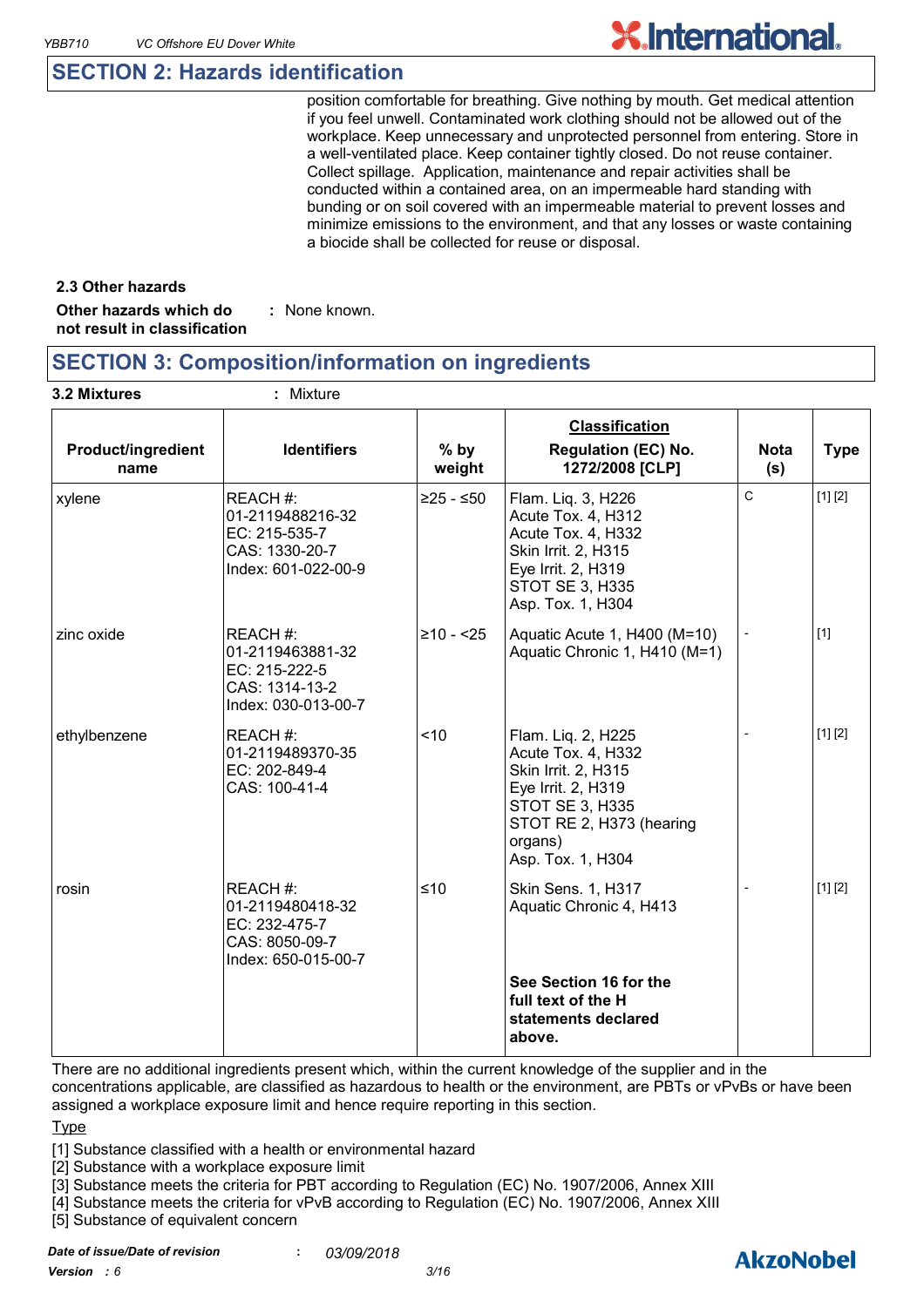## SECTION 2: Hazards identification

position comfortable for breathing. Give nothing by mouth. Get medical attention if you feel unwell. Contaminated work clothing should not be allowed out of the workplace. Keep unnecessary and unprotected personnel from entering. Store in a well-ventilated place. Keep container tightly closed. Do not reuse container. Collect spillage. Application, maintenance and repair activities shall be conducted within a contained area, on an impermeable hard standing with bunding or on soil covered with an impermeable material to prevent losses and minimize emissions to the environment, and that any losses or waste containing a biocide shall be collected for reuse or disposal.

### 2.3 Other hazards

**Other hazards which do not result in classification** : None known.

## SECTION 3: Composition/information on ingredients

**3.2 Mixtures** : Mixture

| Product/ingredient name | Identifiers | % by weight | Classification Regulation (EC) No. 1272/2008 [CLP] | Nota (s) | Type |
|---|---|---|---|---|---|
| xylene | REACH #: 01-2119488216-32<br>EC: 215-535-7<br>CAS: 1330-20-7<br>Index: 601-022-00-9 | ≥25 - ≤50 | Flam. Liq. 3, H226<br>Acute Tox. 4, H312<br>Acute Tox. 4, H332<br>Skin Irrit. 2, H315<br>Eye Irrit. 2, H319<br>STOT SE 3, H335<br>Asp. Tox. 1, H304 | C | [1] [2] |
| zinc oxide | REACH #: 01-2119463881-32<br>EC: 215-222-5<br>CAS: 1314-13-2<br>Index: 030-013-00-7 | ≥10 - <25 | Aquatic Acute 1, H400 (M=10)<br>Aquatic Chronic 1, H410 (M=1) | - | [1] |
| ethylbenzene | REACH #: 01-2119489370-35<br>EC: 202-849-4<br>CAS: 100-41-4 | <10 | Flam. Liq. 2, H225<br>Acute Tox. 4, H332<br>Skin Irrit. 2, H315<br>Eye Irrit. 2, H319<br>STOT SE 3, H335<br>STOT RE 2, H373 (hearing organs)<br>Asp. Tox. 1, H304 | - | [1] [2] |
| rosin | REACH #: 01-2119480418-32<br>EC: 232-475-7<br>CAS: 8050-09-7<br>Index: 650-015-00-7 | ≤10 | Skin Sens. 1, H317<br>Aquatic Chronic 4, H413<br><br>**See Section 16 for the full text of the H statements declared above.** | - | [1] [2] |

There are no additional ingredients present which, within the current knowledge of the supplier and in the concentrations applicable, are classified as hazardous to health or the environment, are PBTs or vPvBs or have been assigned a workplace exposure limit and hence require reporting in this section.

Type

[1] Substance classified with a health or environmental hazard
[2] Substance with a workplace exposure limit
[3] Substance meets the criteria for PBT according to Regulation (EC) No. 1907/2006, Annex XIII
[4] Substance meets the criteria for vPvB according to Regulation (EC) No. 1907/2006, Annex XIII
[5] Substance of equivalent concern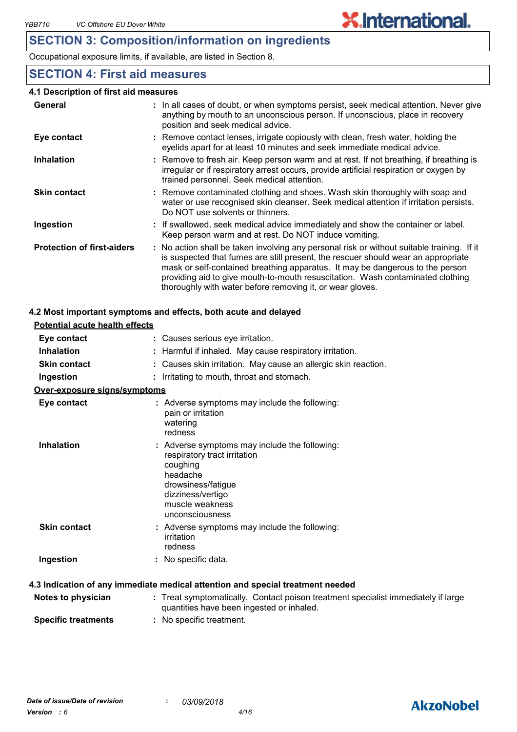## SECTION 3: Composition/information on ingredients

Occupational exposure limits, if available, are listed in Section 8.

## SECTION 4: First aid measures

### 4.1 Description of first aid measures

**General** : In all cases of doubt, or when symptoms persist, seek medical attention. Never give anything by mouth to an unconscious person. If unconscious, place in recovery position and seek medical advice.

**Eye contact** : Remove contact lenses, irrigate copiously with clean, fresh water, holding the eyelids apart for at least 10 minutes and seek immediate medical advice.

**Inhalation** : Remove to fresh air. Keep person warm and at rest. If not breathing, if breathing is irregular or if respiratory arrest occurs, provide artificial respiration or oxygen by trained personnel. Seek medical attention.

**Skin contact** : Remove contaminated clothing and shoes. Wash skin thoroughly with soap and water or use recognised skin cleanser. Seek medical attention if irritation persists. Do NOT use solvents or thinners.

**Ingestion** : If swallowed, seek medical advice immediately and show the container or label. Keep person warm and at rest. Do NOT induce vomiting.

**Protection of first-aiders** : No action shall be taken involving any personal risk or without suitable training. If it is suspected that fumes are still present, the rescuer should wear an appropriate mask or self-contained breathing apparatus. It may be dangerous to the person providing aid to give mouth-to-mouth resuscitation. Wash contaminated clothing thoroughly with water before removing it, or wear gloves.

### 4.2 Most important symptoms and effects, both acute and delayed

**Potential acute health effects**

**Eye contact** : Causes serious eye irritation.

**Inhalation** : Harmful if inhaled. May cause respiratory irritation.

**Skin contact** : Causes skin irritation. May cause an allergic skin reaction.

**Ingestion** : Irritating to mouth, throat and stomach.

**Over-exposure signs/symptoms**

**Eye contact** : Adverse symptoms may include the following:
pain or irritation
watering
redness

**Inhalation** : Adverse symptoms may include the following:
respiratory tract irritation
coughing
headache
drowsiness/fatigue
dizziness/vertigo
muscle weakness
unconsciousness

**Skin contact** : Adverse symptoms may include the following:
irritation
redness

**Ingestion** : No specific data.

### 4.3 Indication of any immediate medical attention and special treatment needed

**Notes to physician** : Treat symptomatically. Contact poison treatment specialist immediately if large quantities have been ingested or inhaled.

**Specific treatments** : No specific treatment.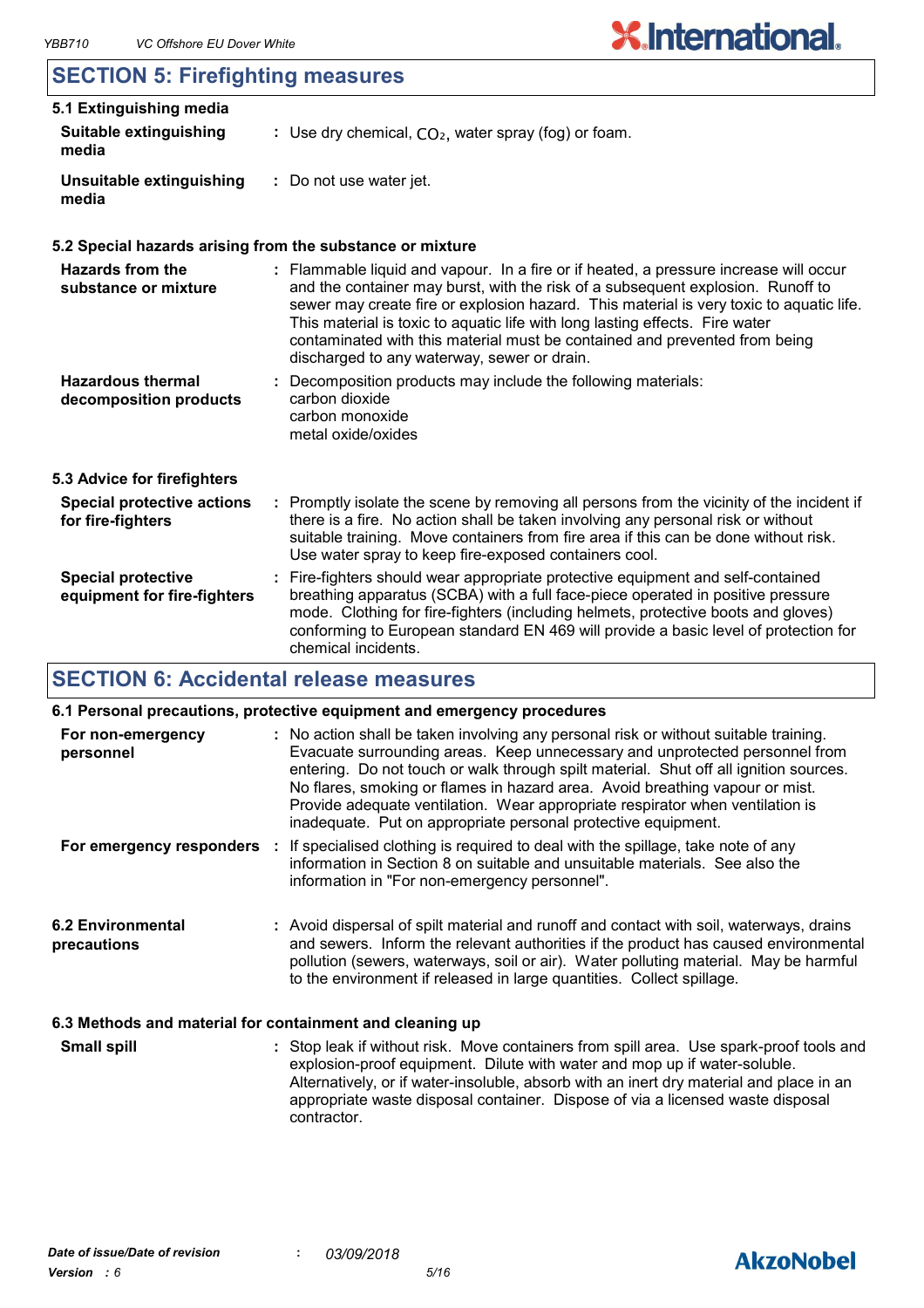## SECTION 5: Firefighting measures

### 5.1 Extinguishing media

| | |
|---|---|
| **Suitable extinguishing media** | : Use dry chemical, $CO_2$, water spray (fog) or foam. |
| **Unsuitable extinguishing media** | : Do not use water jet. |

### 5.2 Special hazards arising from the substance or mixture

| | |
|---|---|
| **Hazards from the substance or mixture** | : Flammable liquid and vapour. In a fire or if heated, a pressure increase will occur and the container may burst, with the risk of a subsequent explosion. Runoff to sewer may create fire or explosion hazard. This material is very toxic to aquatic life. This material is toxic to aquatic life with long lasting effects. Fire water contaminated with this material must be contained and prevented from being discharged to any waterway, sewer or drain. |
| **Hazardous thermal decomposition products** | : Decomposition products may include the following materials:<br>carbon dioxide<br>carbon monoxide<br>metal oxide/oxides |

### 5.3 Advice for firefighters

| | |
|---|---|
| **Special protective actions for fire-fighters** | : Promptly isolate the scene by removing all persons from the vicinity of the incident if there is a fire. No action shall be taken involving any personal risk or without suitable training. Move containers from fire area if this can be done without risk. Use water spray to keep fire-exposed containers cool. |
| **Special protective equipment for fire-fighters** | : Fire-fighters should wear appropriate protective equipment and self-contained breathing apparatus (SCBA) with a full face-piece operated in positive pressure mode. Clothing for fire-fighters (including helmets, protective boots and gloves) conforming to European standard EN 469 will provide a basic level of protection for chemical incidents. |

## SECTION 6: Accidental release measures

### 6.1 Personal precautions, protective equipment and emergency procedures

| | |
|---|---|
| **For non-emergency personnel** | : No action shall be taken involving any personal risk or without suitable training. Evacuate surrounding areas. Keep unnecessary and unprotected personnel from entering. Do not touch or walk through spilt material. Shut off all ignition sources. No flares, smoking or flames in hazard area. Avoid breathing vapour or mist. Provide adequate ventilation. Wear appropriate respirator when ventilation is inadequate. Put on appropriate personal protective equipment. |
| **For emergency responders** | : If specialised clothing is required to deal with the spillage, take note of any information in Section 8 on suitable and unsuitable materials. See also the information in "For non-emergency personnel". |

| | |
|---|---|
| **6.2 Environmental precautions** | : Avoid dispersal of spilt material and runoff and contact with soil, waterways, drains and sewers. Inform the relevant authorities if the product has caused environmental pollution (sewers, waterways, soil or air). Water polluting material. May be harmful to the environment if released in large quantities. Collect spillage. |

### 6.3 Methods and material for containment and cleaning up

| | |
|---|---|
| **Small spill** | : Stop leak if without risk. Move containers from spill area. Use spark-proof tools and explosion-proof equipment. Dilute with water and mop up if water-soluble. Alternatively, or if water-insoluble, absorb with an inert dry material and place in an appropriate waste disposal container. Dispose of via a licensed waste disposal contractor. |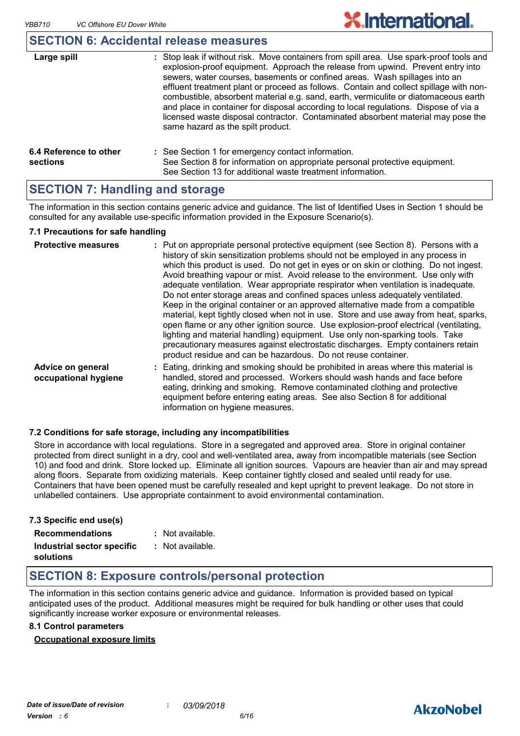## SECTION 6: Accidental release measures

| | |
|---|---|
| **Large spill** | : Stop leak if without risk. Move containers from spill area. Use spark-proof tools and explosion-proof equipment. Approach the release from upwind. Prevent entry into sewers, water courses, basements or confined areas. Wash spillages into an effluent treatment plant or proceed as follows. Contain and collect spillage with non-combustible, absorbent material e.g. sand, earth, vermiculite or diatomaceous earth and place in container for disposal according to local regulations. Dispose of via a licensed waste disposal contractor. Contaminated absorbent material may pose the same hazard as the spilt product. |
| **6.4 Reference to other sections** | : See Section 1 for emergency contact information. See Section 8 for information on appropriate personal protective equipment. See Section 13 for additional waste treatment information. |

## SECTION 7: Handling and storage

The information in this section contains generic advice and guidance. The list of Identified Uses in Section 1 should be consulted for any available use-specific information provided in the Exposure Scenario(s).

### 7.1 Precautions for safe handling

| | |
|---|---|
| **Protective measures** | : Put on appropriate personal protective equipment (see Section 8). Persons with a history of skin sensitization problems should not be employed in any process in which this product is used. Do not get in eyes or on skin or clothing. Do not ingest. Avoid breathing vapour or mist. Avoid release to the environment. Use only with adequate ventilation. Wear appropriate respirator when ventilation is inadequate. Do not enter storage areas and confined spaces unless adequately ventilated. Keep in the original container or an approved alternative made from a compatible material, kept tightly closed when not in use. Store and use away from heat, sparks, open flame or any other ignition source. Use explosion-proof electrical (ventilating, lighting and material handling) equipment. Use only non-sparking tools. Take precautionary measures against electrostatic discharges. Empty containers retain product residue and can be hazardous. Do not reuse container. |
| **Advice on general occupational hygiene** | : Eating, drinking and smoking should be prohibited in areas where this material is handled, stored and processed. Workers should wash hands and face before eating, drinking and smoking. Remove contaminated clothing and protective equipment before entering eating areas. See also Section 8 for additional information on hygiene measures. |

### 7.2 Conditions for safe storage, including any incompatibilities

Store in accordance with local regulations. Store in a segregated and approved area. Store in original container protected from direct sunlight in a dry, cool and well-ventilated area, away from incompatible materials (see Section 10) and food and drink. Store locked up. Eliminate all ignition sources. Vapours are heavier than air and may spread along floors. Separate from oxidizing materials. Keep container tightly closed and sealed until ready for use. Containers that have been opened must be carefully resealed and kept upright to prevent leakage. Do not store in unlabelled containers. Use appropriate containment to avoid environmental contamination.

### 7.3 Specific end use(s)

| | |
|---|---|
| **Recommendations** | : Not available. |
| **Industrial sector specific solutions** | : Not available. |

## SECTION 8: Exposure controls/personal protection

The information in this section contains generic advice and guidance. Information is provided based on typical anticipated uses of the product. Additional measures might be required for bulk handling or other uses that could significantly increase worker exposure or environmental releases.

### 8.1 Control parameters

**Occupational exposure limits**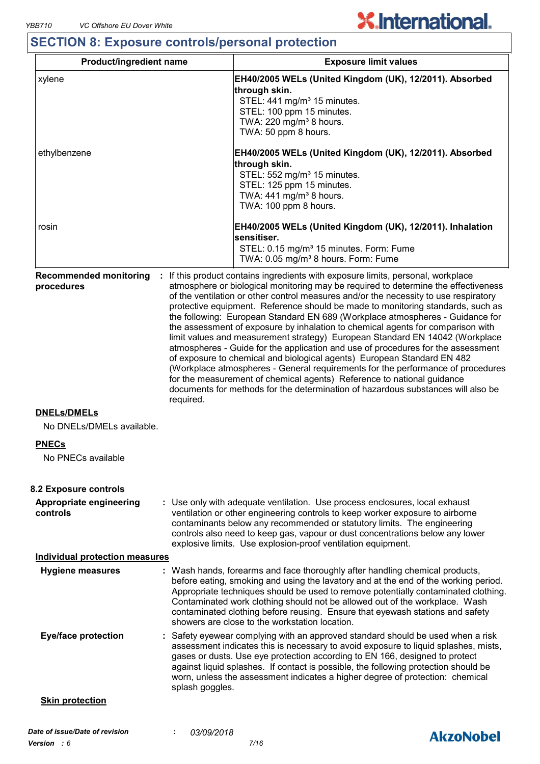## SECTION 8: Exposure controls/personal protection

| Product/ingredient name | Exposure limit values |
| --- | --- |
| xylene | **EH40/2005 WELs (United Kingdom (UK), 12/2011). Absorbed through skin.**<br>STEL: 441 mg/m³ 15 minutes.<br>STEL: 100 ppm 15 minutes.<br>TWA: 220 mg/m³ 8 hours.<br>TWA: 50 ppm 8 hours. |
| ethylbenzene | **EH40/2005 WELs (United Kingdom (UK), 12/2011). Absorbed through skin.**<br>STEL: 552 mg/m³ 15 minutes.<br>STEL: 125 ppm 15 minutes.<br>TWA: 441 mg/m³ 8 hours.<br>TWA: 100 ppm 8 hours. |
| rosin | **EH40/2005 WELs (United Kingdom (UK), 12/2011). Inhalation sensitiser.**<br>STEL: 0.15 mg/m³ 15 minutes. Form: Fume<br>TWA: 0.05 mg/m³ 8 hours. Form: Fume |

**Recommended monitoring procedures** : If this product contains ingredients with exposure limits, personal, workplace atmosphere or biological monitoring may be required to determine the effectiveness of the ventilation or other control measures and/or the necessity to use respiratory protective equipment. Reference should be made to monitoring standards, such as the following: European Standard EN 689 (Workplace atmospheres - Guidance for the assessment of exposure by inhalation to chemical agents for comparison with limit values and measurement strategy) European Standard EN 14042 (Workplace atmospheres - Guide for the application and use of procedures for the assessment of exposure to chemical and biological agents) European Standard EN 482 (Workplace atmospheres - General requirements for the performance of procedures for the measurement of chemical agents) Reference to national guidance documents for methods for the determination of hazardous substances will also be required.

**DNELs/DMELs**

No DNELs/DMELs available.

**PNECs**

No PNECs available

### 8.2 Exposure controls

**Appropriate engineering controls** : Use only with adequate ventilation. Use process enclosures, local exhaust ventilation or other engineering controls to keep worker exposure to airborne contaminants below any recommended or statutory limits. The engineering controls also need to keep gas, vapour or dust concentrations below any lower explosive limits. Use explosion-proof ventilation equipment.

**Individual protection measures**

**Hygiene measures** : Wash hands, forearms and face thoroughly after handling chemical products, before eating, smoking and using the lavatory and at the end of the working period. Appropriate techniques should be used to remove potentially contaminated clothing. Contaminated work clothing should not be allowed out of the workplace. Wash contaminated clothing before reusing. Ensure that eyewash stations and safety showers are close to the workstation location.

**Eye/face protection** : Safety eyewear complying with an approved standard should be used when a risk assessment indicates this is necessary to avoid exposure to liquid splashes, mists, gases or dusts. Use eye protection according to EN 166, designed to protect against liquid splashes. If contact is possible, the following protection should be worn, unless the assessment indicates a higher degree of protection: chemical splash goggles.

**Skin protection**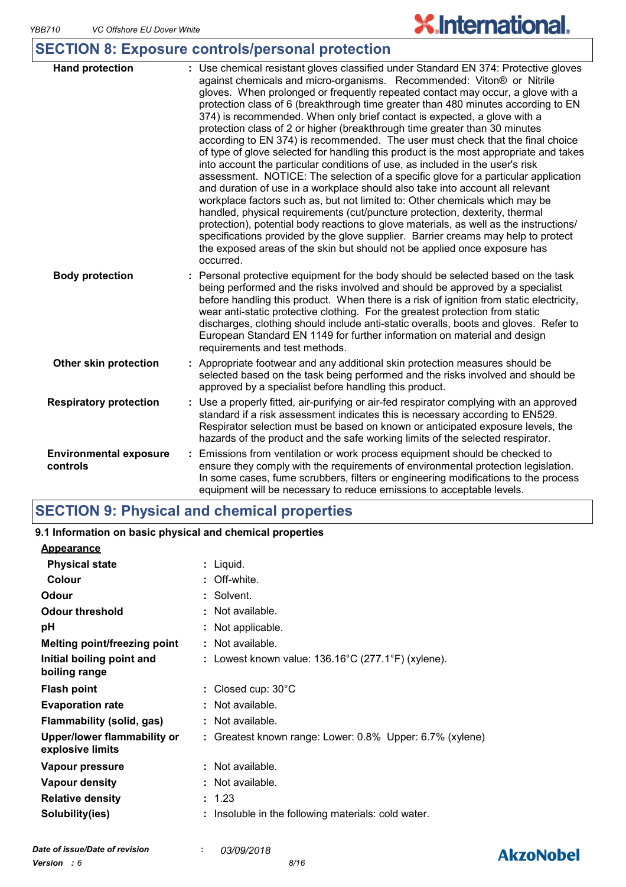## SECTION 8: Exposure controls/personal protection

| | |
|---|---|
| **Hand protection** | : Use chemical resistant gloves classified under Standard EN 374: Protective gloves against chemicals and micro-organisms. Recommended: Viton® or Nitrile gloves. When prolonged or frequently repeated contact may occur, a glove with a protection class of 6 (breakthrough time greater than 480 minutes according to EN 374) is recommended. When only brief contact is expected, a glove with a protection class of 2 or higher (breakthrough time greater than 30 minutes according to EN 374) is recommended. The user must check that the final choice of type of glove selected for handling this product is the most appropriate and takes into account the particular conditions of use, as included in the user's risk assessment. NOTICE: The selection of a specific glove for a particular application and duration of use in a workplace should also take into account all relevant workplace factors such as, but not limited to: Other chemicals which may be handled, physical requirements (cut/puncture protection, dexterity, thermal protection), potential body reactions to glove materials, as well as the instructions/ specifications provided by the glove supplier. Barrier creams may help to protect the exposed areas of the skin but should not be applied once exposure has occurred. |
| **Body protection** | : Personal protective equipment for the body should be selected based on the task being performed and the risks involved and should be approved by a specialist before handling this product. When there is a risk of ignition from static electricity, wear anti-static protective clothing. For the greatest protection from static discharges, clothing should include anti-static overalls, boots and gloves. Refer to European Standard EN 1149 for further information on material and design requirements and test methods. |
| **Other skin protection** | : Appropriate footwear and any additional skin protection measures should be selected based on the task being performed and the risks involved and should be approved by a specialist before handling this product. |
| **Respiratory protection** | : Use a properly fitted, air-purifying or air-fed respirator complying with an approved standard if a risk assessment indicates this is necessary according to EN529. Respirator selection must be based on known or anticipated exposure levels, the hazards of the product and the safe working limits of the selected respirator. |
| **Environmental exposure controls** | : Emissions from ventilation or work process equipment should be checked to ensure they comply with the requirements of environmental protection legislation. In some cases, fume scrubbers, filters or engineering modifications to the process equipment will be necessary to reduce emissions to acceptable levels. |

## SECTION 9: Physical and chemical properties

### 9.1 Information on basic physical and chemical properties

**Appearance**

| | |
|---|---|
| **Physical state** | : Liquid. |
| **Colour** | : Off-white. |
| **Odour** | : Solvent. |
| **Odour threshold** | : Not available. |
| **pH** | : Not applicable. |
| **Melting point/freezing point** | : Not available. |
| **Initial boiling point and boiling range** | : Lowest known value: 136.16°C (277.1°F) (xylene). |
| **Flash point** | : Closed cup: 30°C |
| **Evaporation rate** | : Not available. |
| **Flammability (solid, gas)** | : Not available. |
| **Upper/lower flammability or explosive limits** | : Greatest known range: Lower: 0.8% Upper: 6.7% (xylene) |
| **Vapour pressure** | : Not available. |
| **Vapour density** | : Not available. |
| **Relative density** | : 1.23 |
| **Solubility(ies)** | : Insoluble in the following materials: cold water. |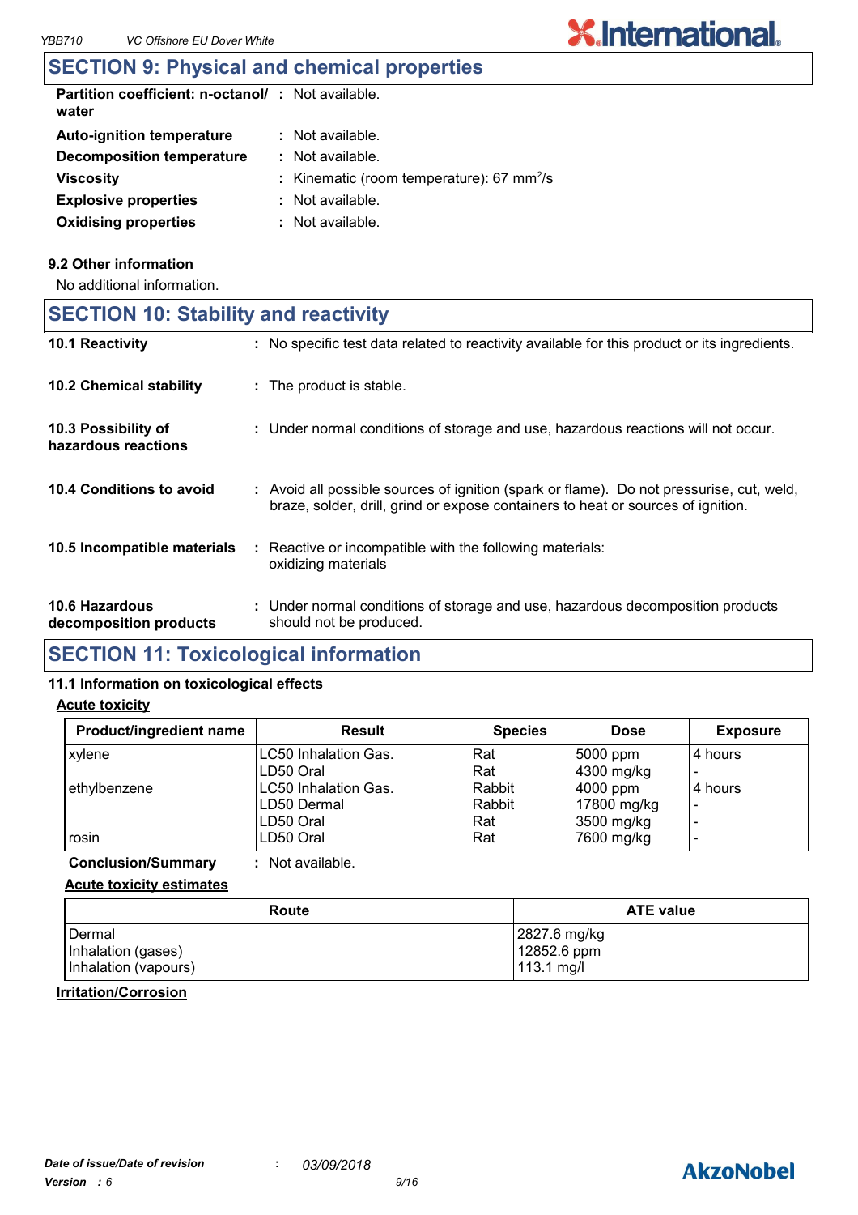## SECTION 9: Physical and chemical properties

**Partition coefficient: n-octanol/ water** : Not available.

**Auto-ignition temperature** : Not available.

**Decomposition temperature** : Not available.

**Viscosity** : Kinematic (room temperature): 67 $mm^2/s$

**Explosive properties** : Not available.

**Oxidising properties** : Not available.

### 9.2 Other information

No additional information.

## SECTION 10: Stability and reactivity

**10.1 Reactivity** : No specific test data related to reactivity available for this product or its ingredients.

**10.2 Chemical stability** : The product is stable.

**10.3 Possibility of hazardous reactions** : Under normal conditions of storage and use, hazardous reactions will not occur.

**10.4 Conditions to avoid** : Avoid all possible sources of ignition (spark or flame). Do not pressurise, cut, weld, braze, solder, drill, grind or expose containers to heat or sources of ignition.

**10.5 Incompatible materials** : Reactive or incompatible with the following materials: oxidizing materials

**10.6 Hazardous decomposition products** : Under normal conditions of storage and use, hazardous decomposition products should not be produced.

## SECTION 11: Toxicological information

### 11.1 Information on toxicological effects

**Acute toxicity**

| Product/ingredient name | Result | Species | Dose | Exposure |
|---|---|---|---|---|
| xylene | LC50 Inhalation Gas. | Rat | 5000 ppm | 4 hours |
| | LD50 Oral | Rat | 4300 mg/kg | - |
| ethylbenzene | LC50 Inhalation Gas. | Rabbit | 4000 ppm | 4 hours |
| | LD50 Dermal | Rabbit | 17800 mg/kg | - |
| | LD50 Oral | Rat | 3500 mg/kg | - |
| rosin | LD50 Oral | Rat | 7600 mg/kg | - |

**Conclusion/Summary** : Not available.

**Acute toxicity estimates**

| Route | ATE value |
|---|---|
| Dermal | 2827.6 mg/kg |
| Inhalation (gases) | 12852.6 ppm |
| Inhalation (vapours) | 113.1 mg/l |

**Irritation/Corrosion**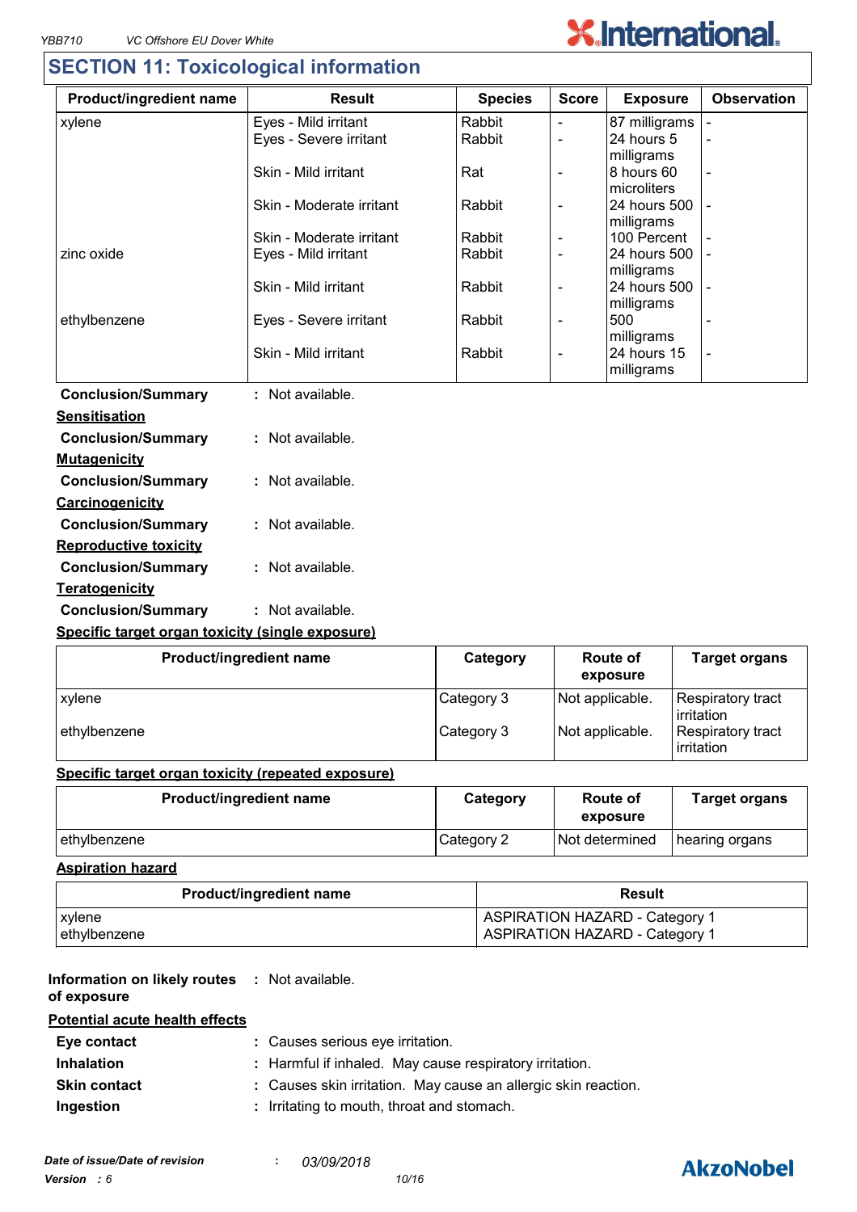## SECTION 11: Toxicological information

| Product/ingredient name | Result | Species | Score | Exposure | Observation |
| --- | --- | --- | --- | --- | --- |
| xylene | Eyes - Mild irritant | Rabbit | - | 87 milligrams | - |
| | Eyes - Severe irritant | Rabbit | - | 24 hours 5 milligrams | - |
| | Skin - Mild irritant | Rat | - | 8 hours 60 microliters | - |
| | Skin - Moderate irritant | Rabbit | - | 24 hours 500 milligrams | - |
| | Skin - Moderate irritant | Rabbit | - | 100 Percent | - |
| zinc oxide | Eyes - Mild irritant | Rabbit | - | 24 hours 500 milligrams | - |
| | Skin - Mild irritant | Rabbit | - | 24 hours 500 milligrams | - |
| ethylbenzene | Eyes - Severe irritant | Rabbit | - | 500 milligrams | - |
| | Skin - Mild irritant | Rabbit | - | 24 hours 15 milligrams | - |

**Conclusion/Summary** : Not available.

**Sensitisation**

**Conclusion/Summary** : Not available.

**Mutagenicity**

**Conclusion/Summary** : Not available.

**Carcinogenicity**

**Conclusion/Summary** : Not available.

**Reproductive toxicity**

**Conclusion/Summary** : Not available.

**Teratogenicity**

**Conclusion/Summary** : Not available.

**Specific target organ toxicity (single exposure)**

| Product/ingredient name | Category | Route of exposure | Target organs |
| --- | --- | --- | --- |
| xylene | Category 3 | Not applicable. | Respiratory tract irritation |
| ethylbenzene | Category 3 | Not applicable. | Respiratory tract irritation |

**Specific target organ toxicity (repeated exposure)**

| Product/ingredient name | Category | Route of exposure | Target organs |
| --- | --- | --- | --- |
| ethylbenzene | Category 2 | Not determined | hearing organs |

**Aspiration hazard**

| Product/ingredient name | Result |
| --- | --- |
| xylene | ASPIRATION HAZARD - Category 1 |
| ethylbenzene | ASPIRATION HAZARD - Category 1 |

**Information on likely routes of exposure** : Not available.

**Potential acute health effects**

**Eye contact** : Causes serious eye irritation.

**Inhalation** : Harmful if inhaled. May cause respiratory irritation.

**Skin contact** : Causes skin irritation. May cause an allergic skin reaction.

**Ingestion** : Irritating to mouth, throat and stomach.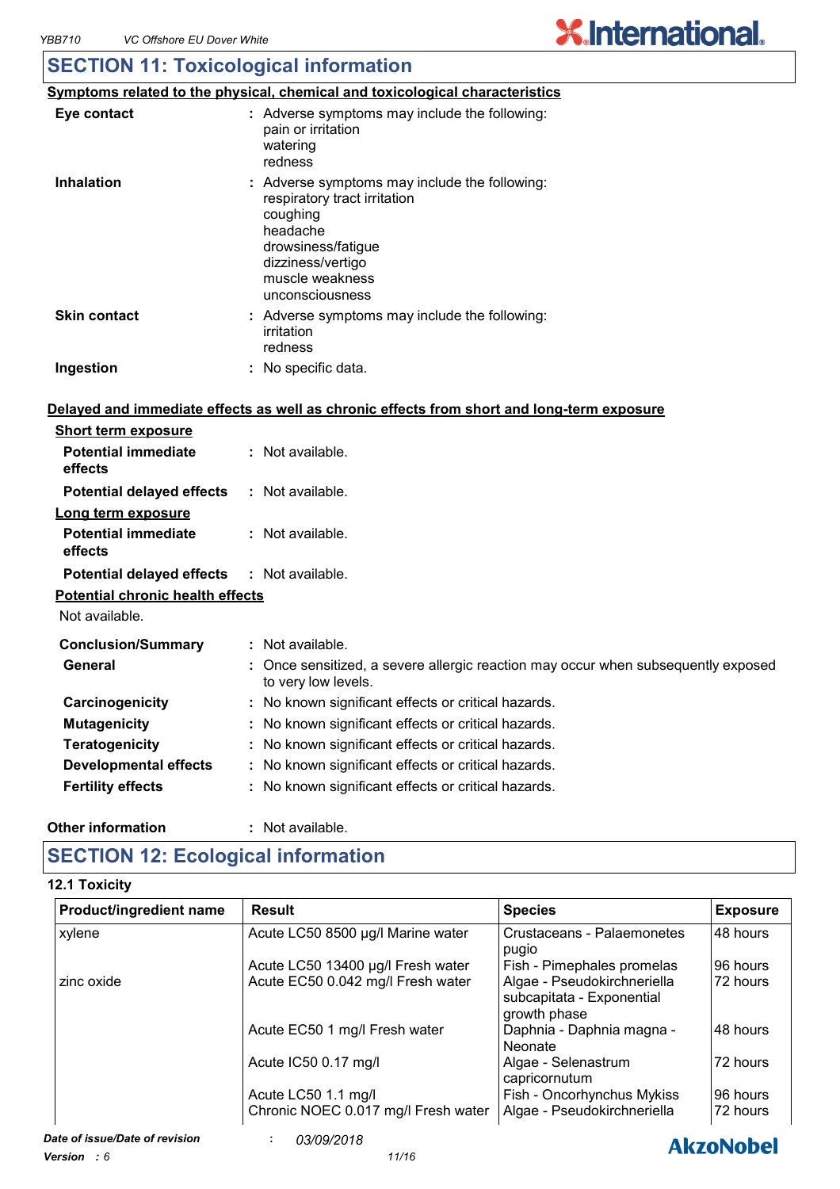## SECTION 11: Toxicological information

**Symptoms related to the physical, chemical and toxicological characteristics**

**Eye contact** : Adverse symptoms may include the following:
pain or irritation
watering
redness

**Inhalation** : Adverse symptoms may include the following:
respiratory tract irritation
coughing
headache
drowsiness/fatigue
dizziness/vertigo
muscle weakness
unconsciousness

**Skin contact** : Adverse symptoms may include the following:
irritation
redness

**Ingestion** : No specific data.

**Delayed and immediate effects as well as chronic effects from short and long-term exposure**

**Short term exposure**

**Potential immediate effects** : Not available.

**Potential delayed effects** : Not available.

**Long term exposure**

**Potential immediate effects** : Not available.

**Potential delayed effects** : Not available.

**Potential chronic health effects**

Not available.

**Conclusion/Summary** : Not available.

**General** : Once sensitized, a severe allergic reaction may occur when subsequently exposed to very low levels.

**Carcinogenicity** : No known significant effects or critical hazards.

**Mutagenicity** : No known significant effects or critical hazards.

**Teratogenicity** : No known significant effects or critical hazards.

**Developmental effects** : No known significant effects or critical hazards.

**Fertility effects** : No known significant effects or critical hazards.

**Other information** : Not available.

## SECTION 12: Ecological information

### 12.1 Toxicity

| Product/ingredient name | Result | Species | Exposure |
|---|---|---|---|
| xylene | Acute LC50 8500 µg/l Marine water | Crustaceans - Palaemonetes pugio | 48 hours |
| | Acute LC50 13400 µg/l Fresh water | Fish - Pimephales promelas | 96 hours |
| zinc oxide | Acute EC50 0.042 mg/l Fresh water | Algae - Pseudokirchneriella subcapitata - Exponential growth phase | 72 hours |
| | Acute EC50 1 mg/l Fresh water | Daphnia - Daphnia magna - Neonate | 48 hours |
| | Acute IC50 0.17 mg/l | Algae - Selenastrum capricornutum | 72 hours |
| | Acute LC50 1.1 mg/l | Fish - Oncorhynchus Mykiss | 96 hours |
| | Chronic NOEC 0.017 mg/l Fresh water | Algae - Pseudokirchneriella | 72 hours |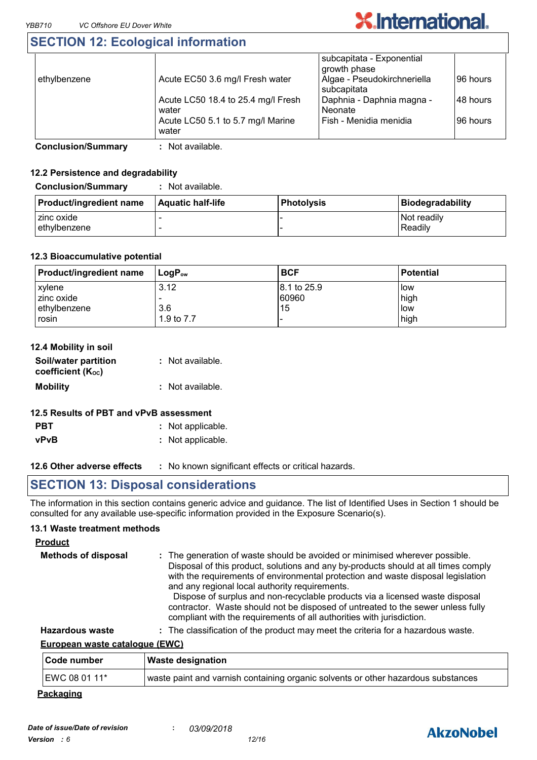## SECTION 12: Ecological information

| | | | |
|---|---|---|---|
| | | subcapitata - Exponential growth phase | |
| ethylbenzene | Acute EC50 3.6 mg/l Fresh water | Algae - Pseudokirchneriella subcapitata | 96 hours |
| | Acute LC50 18.4 to 25.4 mg/l Fresh water | Daphnia - Daphnia magna - Neonate | 48 hours |
| | Acute LC50 5.1 to 5.7 mg/l Marine water | Fish - Menidia menidia | 96 hours |

**Conclusion/Summary** : Not available.

### 12.2 Persistence and degradability

**Conclusion/Summary** : Not available.

| Product/ingredient name | Aquatic half-life | Photolysis | Biodegradability |
|---|---|---|---|
| zinc oxide | - | - | Not readily |
| ethylbenzene | - | - | Readily |

### 12.3 Bioaccumulative potential

| Product/ingredient name | $LogP_{ow}$ | BCF | Potential |
|---|---|---|---|
| xylene | 3.12 | 8.1 to 25.9 | low |
| zinc oxide | - | 60960 | high |
| ethylbenzene | 3.6 | 15 | low |
| rosin | 1.9 to 7.7 | - | high |

### 12.4 Mobility in soil

**Soil/water partition coefficient ($K_{OC}$)** : Not available.

**Mobility** : Not available.

### 12.5 Results of PBT and vPvB assessment

**PBT** : Not applicable.

**vPvB** : Not applicable.

### 12.6 Other adverse effects : No known significant effects or critical hazards.

## SECTION 13: Disposal considerations

The information in this section contains generic advice and guidance. The list of Identified Uses in Section 1 should be consulted for any available use-specific information provided in the Exposure Scenario(s).

### 13.1 Waste treatment methods

**Product**

**Methods of disposal** : The generation of waste should be avoided or minimised wherever possible. Disposal of this product, solutions and any by-products should at all times comply with the requirements of environmental protection and waste disposal legislation and any regional local authority requirements. Dispose of surplus and non-recyclable products via a licensed waste disposal contractor. Waste should not be disposed of untreated to the sewer unless fully compliant with the requirements of all authorities with jurisdiction.

**Hazardous waste** : The classification of the product may meet the criteria for a hazardous waste.

**European waste catalogue (EWC)**

| Code number | Waste designation |
|---|---|
| EWC 08 01 11* | waste paint and varnish containing organic solvents or other hazardous substances |

**Packaging**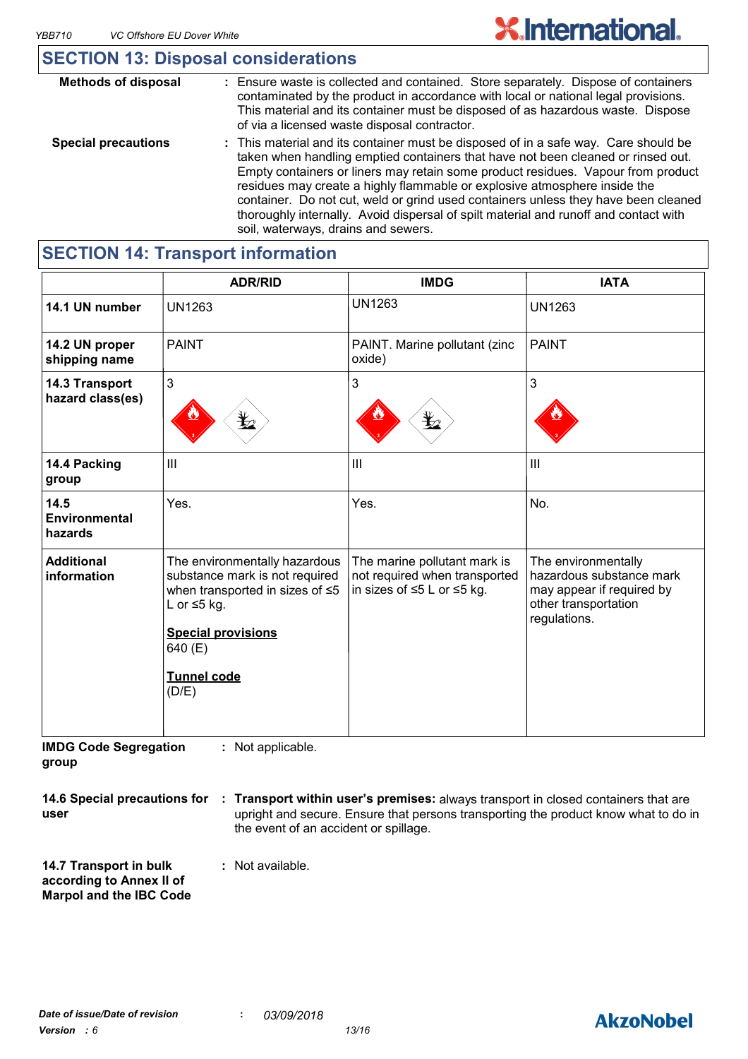## SECTION 13: Disposal considerations

**Methods of disposal** : Ensure waste is collected and contained. Store separately. Dispose of containers contaminated by the product in accordance with local or national legal provisions. This material and its container must be disposed of as hazardous waste. Dispose of via a licensed waste disposal contractor.

**Special precautions** : This material and its container must be disposed of in a safe way. Care should be taken when handling emptied containers that have not been cleaned or rinsed out. Empty containers or liners may retain some product residues. Vapour from product residues may create a highly flammable or explosive atmosphere inside the container. Do not cut, weld or grind used containers unless they have been cleaned thoroughly internally. Avoid dispersal of spilt material and runoff and contact with soil, waterways, drains and sewers.

## SECTION 14: Transport information

| | ADR/RID | IMDG | IATA |
|---|---|---|---|
| **14.1 UN number** | UN1263 | UN1263 | UN1263 |
| **14.2 UN proper shipping name** | PAINT | PAINT. Marine pollutant (zinc oxide) | PAINT |
| **14.3 Transport hazard class(es)** | 3 | 3 | 3 |
| **14.4 Packing group** | III | III | III |
| **14.5 Environmental hazards** | Yes. | Yes. | No. |
| **Additional information** | The environmentally hazardous substance mark is not required when transported in sizes of ≤5 L or ≤5 kg.<br><br>**Special provisions**<br>640 (E)<br><br>**Tunnel code**<br>(D/E) | The marine pollutant mark is not required when transported in sizes of ≤5 L or ≤5 kg. | The environmentally hazardous substance mark may appear if required by other transportation regulations. |

**IMDG Code Segregation group** : Not applicable.

**14.6 Special precautions for user** : **Transport within user's premises:** always transport in closed containers that are upright and secure. Ensure that persons transporting the product know what to do in the event of an accident or spillage.

**14.7 Transport in bulk according to Annex II of Marpol and the IBC Code** : Not available.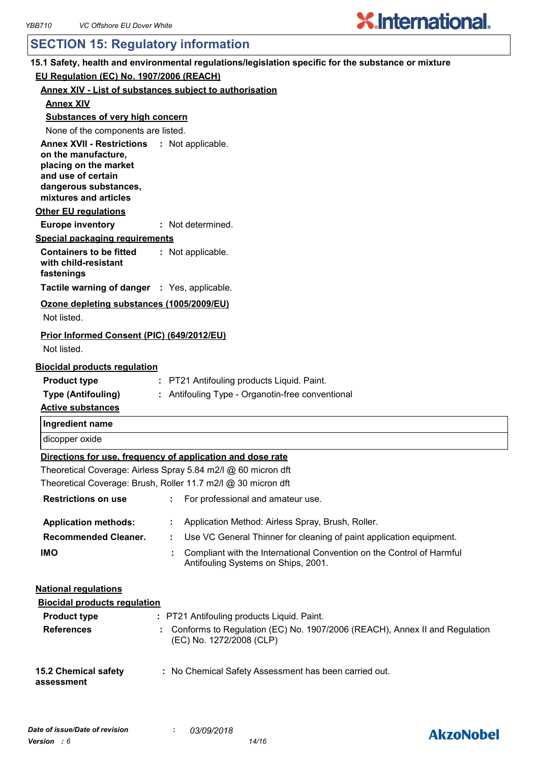## SECTION 15: Regulatory information

**15.1 Safety, health and environmental regulations/legislation specific for the substance or mixture**

**EU Regulation (EC) No. 1907/2006 (REACH)**

**Annex XIV - List of substances subject to authorisation**

**Annex XIV**

**Substances of very high concern**

None of the components are listed.

**Annex XVII - Restrictions on the manufacture, placing on the market and use of certain dangerous substances, mixtures and articles** : Not applicable.

**Other EU regulations**

**Europe inventory** : Not determined.

**Special packaging requirements**

**Containers to be fitted with child-resistant fastenings** : Not applicable.

**Tactile warning of danger** : Yes, applicable.

**Ozone depleting substances (1005/2009/EU)**

Not listed.

**Prior Informed Consent (PIC) (649/2012/EU)**

Not listed.

**Biocidal products regulation**

**Product type** : PT21 Antifouling products Liquid. Paint.

**Type (Antifouling)** : Antifouling Type - Organotin-free conventional

**Active substances**

| Ingredient name |
| --- |
| dicopper oxide |

**Directions for use, frequency of application and dose rate**

Theoretical Coverage: Airless Spray 5.84 m2/l @ 60 micron dft

Theoretical Coverage: Brush, Roller 11.7 m2/l @ 30 micron dft

**Restrictions on use** : For professional and amateur use.

**Application methods:** : Application Method: Airless Spray, Brush, Roller.

**Recommended Cleaner.** : Use VC General Thinner for cleaning of paint application equipment.

**IMO** : Compliant with the International Convention on the Control of Harmful Antifouling Systems on Ships, 2001.

**National regulations**

**Biocidal products regulation**

**Product type** : PT21 Antifouling products Liquid. Paint.

**References** : Conforms to Regulation (EC) No. 1907/2006 (REACH), Annex II and Regulation (EC) No. 1272/2008 (CLP)

**15.2 Chemical safety assessment** : No Chemical Safety Assessment has been carried out.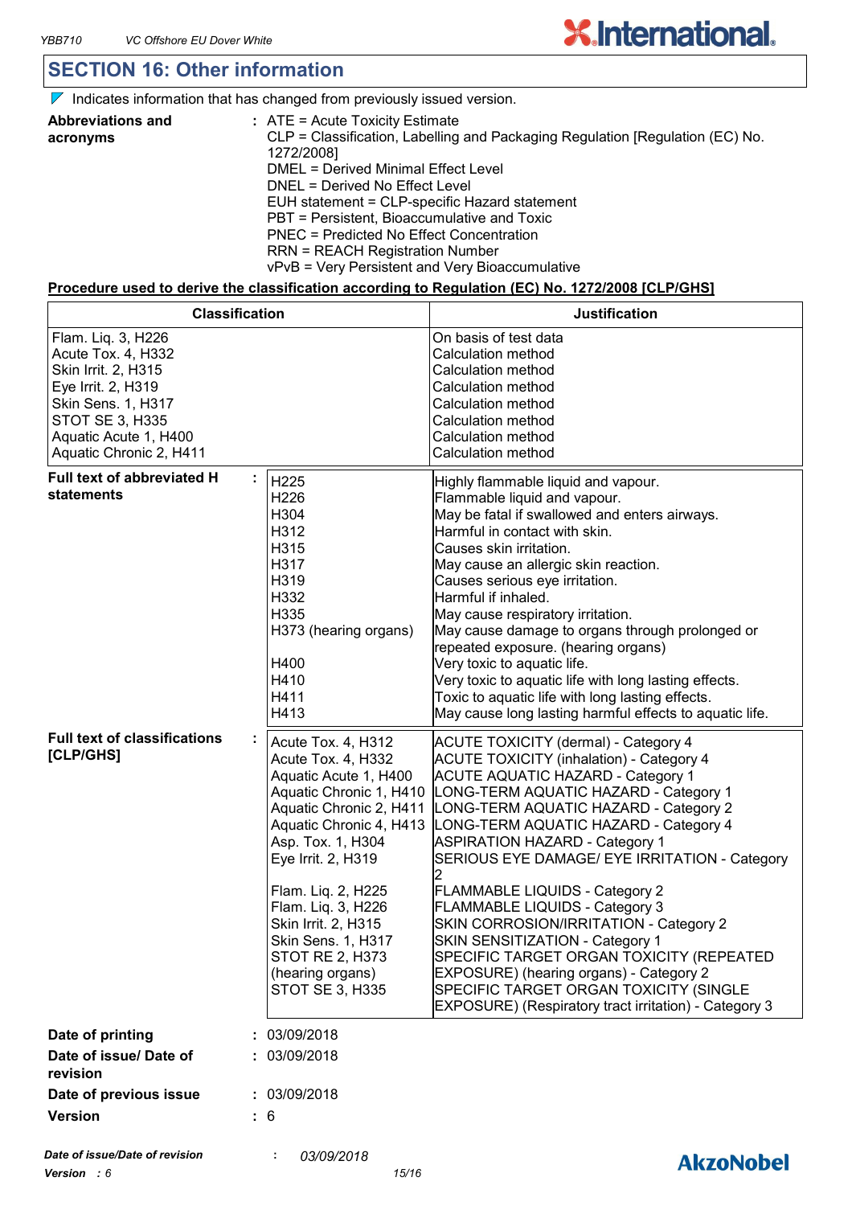## SECTION 16: Other information

◤ Indicates information that has changed from previously issued version.

**Abbreviations and acronyms** : ATE = Acute Toxicity Estimate
CLP = Classification, Labelling and Packaging Regulation [Regulation (EC) No. 1272/2008]
DMEL = Derived Minimal Effect Level
DNEL = Derived No Effect Level
EUH statement = CLP-specific Hazard statement
PBT = Persistent, Bioaccumulative and Toxic
PNEC = Predicted No Effect Concentration
RRN = REACH Registration Number
vPvB = Very Persistent and Very Bioaccumulative

**Procedure used to derive the classification according to Regulation (EC) No. 1272/2008 [CLP/GHS]**

| Classification | Justification |
|---|---|
| Flam. Liq. 3, H226 | On basis of test data |
| Acute Tox. 4, H332 | Calculation method |
| Skin Irrit. 2, H315 | Calculation method |
| Eye Irrit. 2, H319 | Calculation method |
| Skin Sens. 1, H317 | Calculation method |
| STOT SE 3, H335 | Calculation method |
| Aquatic Acute 1, H400 | Calculation method |
| Aquatic Chronic 2, H411 | Calculation method |

**Full text of abbreviated H statements** :

| | |
|---|---|
| H225 | Highly flammable liquid and vapour. |
| H226 | Flammable liquid and vapour. |
| H304 | May be fatal if swallowed and enters airways. |
| H312 | Harmful in contact with skin. |
| H315 | Causes skin irritation. |
| H317 | May cause an allergic skin reaction. |
| H319 | Causes serious eye irritation. |
| H332 | Harmful if inhaled. |
| H335 | May cause respiratory irritation. |
| H373 (hearing organs) | May cause damage to organs through prolonged or repeated exposure. (hearing organs) |
| H400 | Very toxic to aquatic life. |
| H410 | Very toxic to aquatic life with long lasting effects. |
| H411 | Toxic to aquatic life with long lasting effects. |
| H413 | May cause long lasting harmful effects to aquatic life. |

**Full text of classifications [CLP/GHS]** :

| | |
|---|---|
| Acute Tox. 4, H312 | ACUTE TOXICITY (dermal) - Category 4 |
| Acute Tox. 4, H332 | ACUTE TOXICITY (inhalation) - Category 4 |
| Aquatic Acute 1, H400 | ACUTE AQUATIC HAZARD - Category 1 |
| Aquatic Chronic 1, H410 | LONG-TERM AQUATIC HAZARD - Category 1 |
| Aquatic Chronic 2, H411 | LONG-TERM AQUATIC HAZARD - Category 2 |
| Aquatic Chronic 4, H413 | LONG-TERM AQUATIC HAZARD - Category 4 |
| Asp. Tox. 1, H304 | ASPIRATION HAZARD - Category 1 |
| Eye Irrit. 2, H319 | SERIOUS EYE DAMAGE/ EYE IRRITATION - Category 2 |
| Flam. Liq. 2, H225 | FLAMMABLE LIQUIDS - Category 2 |
| Flam. Liq. 3, H226 | FLAMMABLE LIQUIDS - Category 3 |
| Skin Irrit. 2, H315 | SKIN CORROSION/IRRITATION - Category 2 |
| Skin Sens. 1, H317 | SKIN SENSITIZATION - Category 1 |
| STOT RE 2, H373 (hearing organs) | SPECIFIC TARGET ORGAN TOXICITY (REPEATED EXPOSURE) (hearing organs) - Category 2 |
| STOT SE 3, H335 | SPECIFIC TARGET ORGAN TOXICITY (SINGLE EXPOSURE) (Respiratory tract irritation) - Category 3 |

**Date of printing** : 03/09/2018

**Date of issue/ Date of revision** : 03/09/2018

**Date of previous issue** : 03/09/2018

**Version** : 6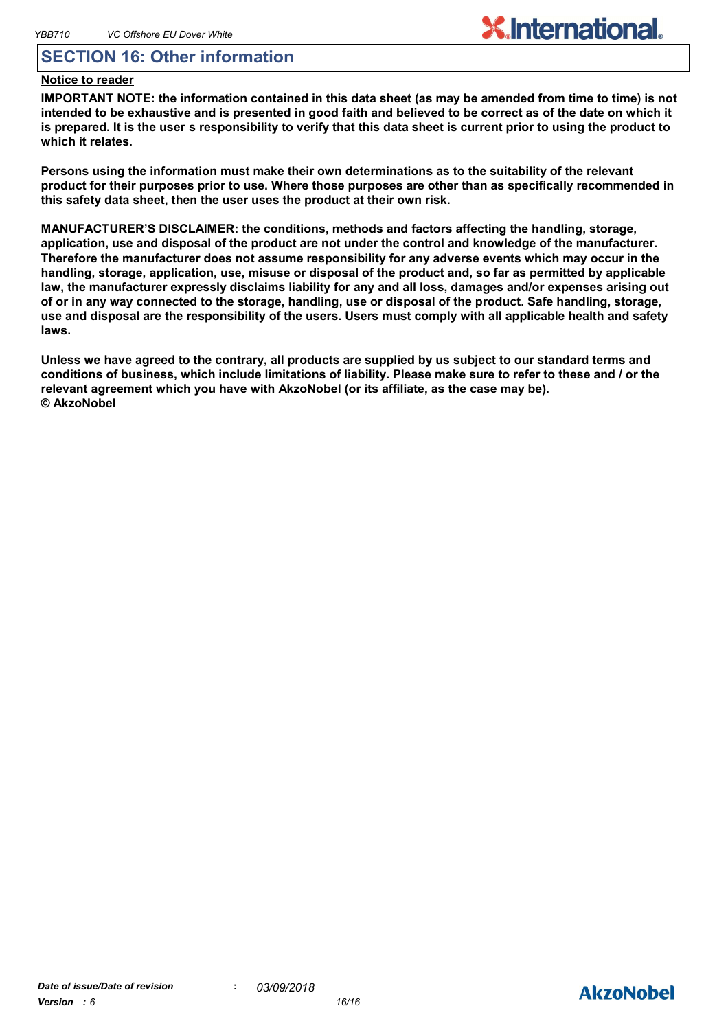## SECTION 16: Other information

**Notice to reader**

**IMPORTANT NOTE: the information contained in this data sheet (as may be amended from time to time) is not intended to be exhaustive and is presented in good faith and believed to be correct as of the date on which it is prepared. It is the user's responsibility to verify that this data sheet is current prior to using the product to which it relates.**

**Persons using the information must make their own determinations as to the suitability of the relevant product for their purposes prior to use. Where those purposes are other than as specifically recommended in this safety data sheet, then the user uses the product at their own risk.**

**MANUFACTURER'S DISCLAIMER: the conditions, methods and factors affecting the handling, storage, application, use and disposal of the product are not under the control and knowledge of the manufacturer. Therefore the manufacturer does not assume responsibility for any adverse events which may occur in the handling, storage, application, use, misuse or disposal of the product and, so far as permitted by applicable law, the manufacturer expressly disclaims liability for any and all loss, damages and/or expenses arising out of or in any way connected to the storage, handling, use or disposal of the product. Safe handling, storage, use and disposal are the responsibility of the users. Users must comply with all applicable health and safety laws.**

**Unless we have agreed to the contrary, all products are supplied by us subject to our standard terms and conditions of business, which include limitations of liability. Please make sure to refer to these and / or the relevant agreement which you have with AkzoNobel (or its affiliate, as the case may be).**
**© AkzoNobel**

*Date of issue/Date of revision* : *03/09/2018*
*Version : 6*